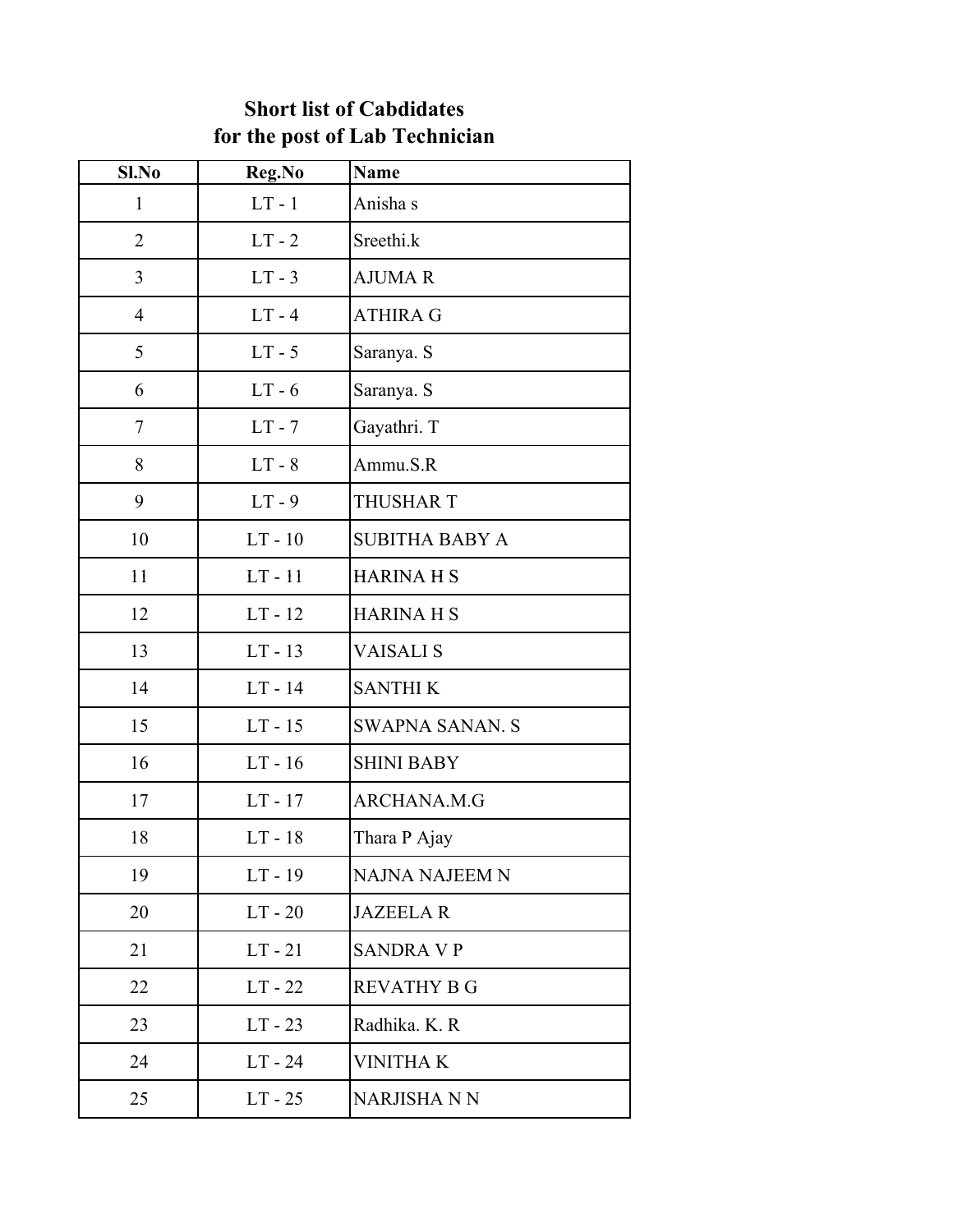# Short list of Cabdidates
# for the post of Lab Technician

| Sl.No | Reg.No | Name |
|---|---|---|
| 1 | LT - 1 | Anisha s |
| 2 | LT - 2 | Sreethi.k |
| 3 | LT - 3 | AJUMA R |
| 4 | LT - 4 | ATHIRA G |
| 5 | LT - 5 | Saranya. S |
| 6 | LT - 6 | Saranya. S |
| 7 | LT - 7 | Gayathri. T |
| 8 | LT - 8 | Ammu.S.R |
| 9 | LT - 9 | THUSHAR T |
| 10 | LT - 10 | SUBITHA BABY A |
| 11 | LT - 11 | HARINA H S |
| 12 | LT - 12 | HARINA H S |
| 13 | LT - 13 | VAISALI S |
| 14 | LT - 14 | SANTHI K |
| 15 | LT - 15 | SWAPNA SANAN. S |
| 16 | LT - 16 | SHINI BABY |
| 17 | LT - 17 | ARCHANA.M.G |
| 18 | LT - 18 | Thara P Ajay |
| 19 | LT - 19 | NAJNA NAJEEM N |
| 20 | LT - 20 | JAZEELA R |
| 21 | LT - 21 | SANDRA V P |
| 22 | LT - 22 | REVATHY B G |
| 23 | LT - 23 | Radhika. K. R |
| 24 | LT - 24 | VINITHA K |
| 25 | LT - 25 | NARJISHA N N |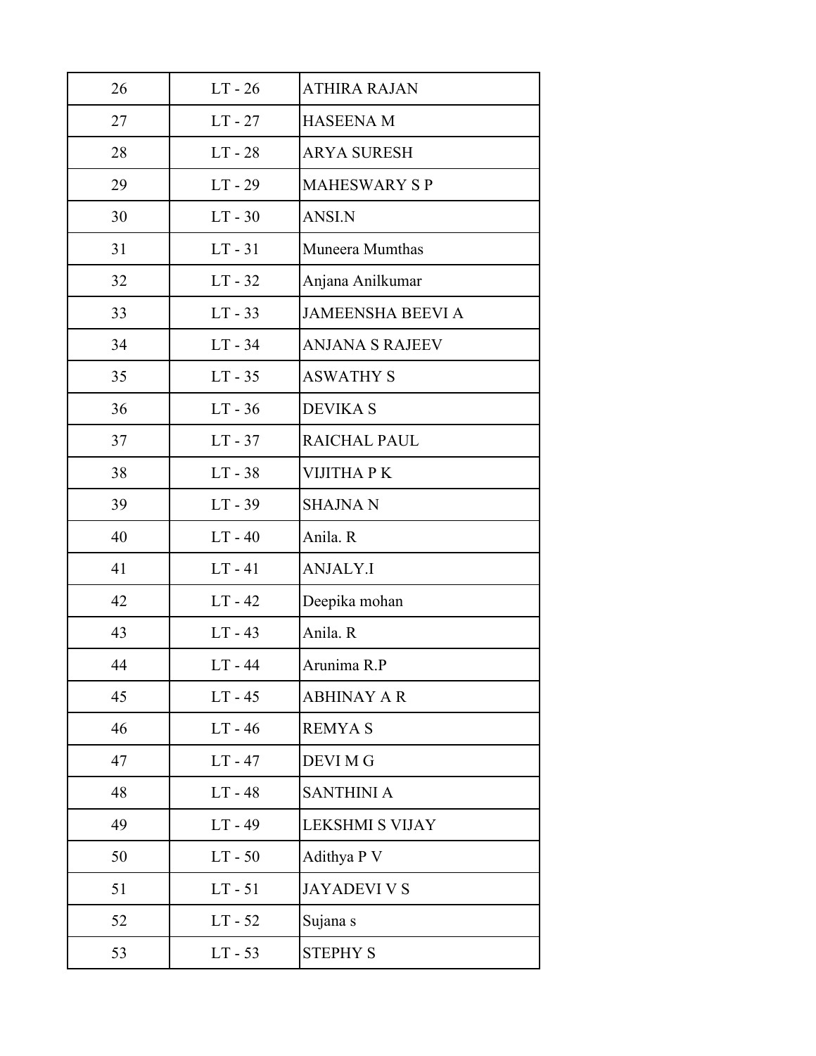| | | |
|---|---|---|
| 26 | LT - 26 | ATHIRA RAJAN |
| 27 | LT - 27 | HASEENA M |
| 28 | LT - 28 | ARYA SURESH |
| 29 | LT - 29 | MAHESWARY S P |
| 30 | LT - 30 | ANSI.N |
| 31 | LT - 31 | Muneera Mumthas |
| 32 | LT - 32 | Anjana Anilkumar |
| 33 | LT - 33 | JAMEENSHA BEEVI A |
| 34 | LT - 34 | ANJANA S RAJEEV |
| 35 | LT - 35 | ASWATHY S |
| 36 | LT - 36 | DEVIKA S |
| 37 | LT - 37 | RAICHAL PAUL |
| 38 | LT - 38 | VIJITHA P K |
| 39 | LT - 39 | SHAJNA N |
| 40 | LT - 40 | Anila. R |
| 41 | LT - 41 | ANJALY.I |
| 42 | LT - 42 | Deepika mohan |
| 43 | LT - 43 | Anila. R |
| 44 | LT - 44 | Arunima R.P |
| 45 | LT - 45 | ABHINAY A R |
| 46 | LT - 46 | REMYA S |
| 47 | LT - 47 | DEVI M G |
| 48 | LT - 48 | SANTHINI A |
| 49 | LT - 49 | LEKSHMI S VIJAY |
| 50 | LT - 50 | Adithya P V |
| 51 | LT - 51 | JAYADEVI V S |
| 52 | LT - 52 | Sujana s |
| 53 | LT - 53 | STEPHY S |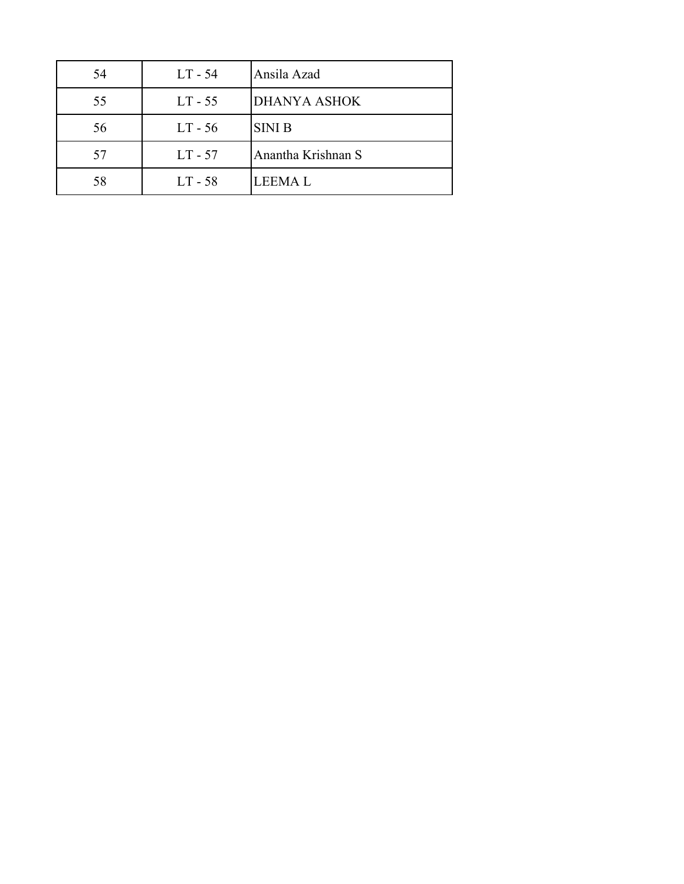| | | |
|---|---|---|
| 54 | LT - 54 | Ansila Azad |
| 55 | LT - 55 | DHANYA ASHOK |
| 56 | LT - 56 | SINI B |
| 57 | LT - 57 | Anantha Krishnan S |
| 58 | LT - 58 | LEEMA L |